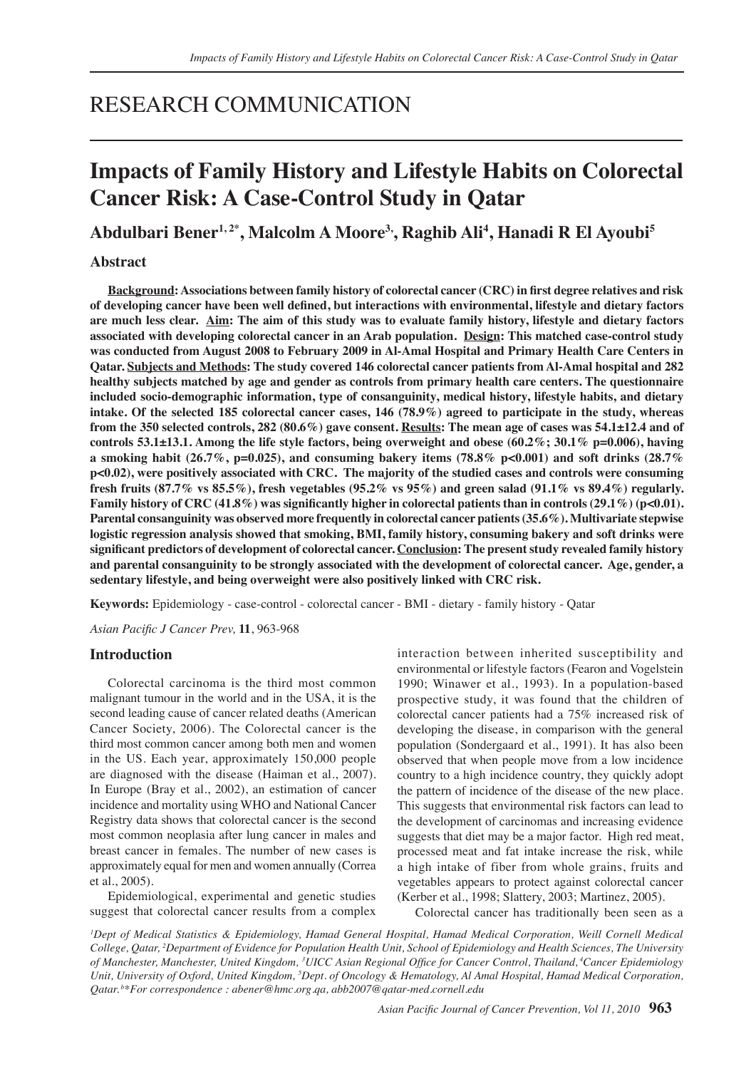RESEARCH COMMUNICATION

# Impacts of Family History and Lifestyle Habits on Colorectal Cancer Risk: A Case-Control Study in Qatar

**Abdulbari Bener[1, 2*], Malcolm A Moore[3], Raghib Ali[4], Hanadi R El Ayoubi[5]**

## Abstract

**Background: Associations between family history of colorectal cancer (CRC) in first degree relatives and risk of developing cancer have been well defined, but interactions with environmental, lifestyle and dietary factors are much less clear. Aim: The aim of this study was to evaluate family history, lifestyle and dietary factors associated with developing colorectal cancer in an Arab population. Design: This matched case-control study was conducted from August 2008 to February 2009 in Al-Amal Hospital and Primary Health Care Centers in Qatar. Subjects and Methods: The study covered 146 colorectal cancer patients from Al-Amal hospital and 282 healthy subjects matched by age and gender as controls from primary health care centers. The questionnaire included socio-demographic information, type of consanguinity, medical history, lifestyle habits, and dietary intake. Of the selected 185 colorectal cancer cases, 146 (78.9%) agreed to participate in the study, whereas from the 350 selected controls, 282 (80.6%) gave consent. Results: The mean age of cases was 54.1±12.4 and of controls 53.1±13.1. Among the life style factors, being overweight and obese (60.2%; 30.1% p=0.006), having a smoking habit (26.7%, p=0.025), and consuming bakery items (78.8% p<0.001) and soft drinks (28.7% p<0.02), were positively associated with CRC. The majority of the studied cases and controls were consuming fresh fruits (87.7% vs 85.5%), fresh vegetables (95.2% vs 95%) and green salad (91.1% vs 89.4%) regularly. Family history of CRC (41.8%) was significantly higher in colorectal patients than in controls (29.1%) (p<0.01). Parental consanguinity was observed more frequently in colorectal cancer patients (35.6%). Multivariate stepwise logistic regression analysis showed that smoking, BMI, family history, consuming bakery and soft drinks were significant predictors of development of colorectal cancer. Conclusion: The present study revealed family history and parental consanguinity to be strongly associated with the development of colorectal cancer. Age, gender, a sedentary lifestyle, and being overweight were also positively linked with CRC risk.**

**Keywords:** Epidemiology - case-control - colorectal cancer - BMI - dietary - family history - Qatar

*Asian Pacific J Cancer Prev,* **11**, 963-968

## Introduction

Colorectal carcinoma is the third most common malignant tumour in the world and in the USA, it is the second leading cause of cancer related deaths (American Cancer Society, 2006). The Colorectal cancer is the third most common cancer among both men and women in the US. Each year, approximately 150,000 people are diagnosed with the disease (Haiman et al., 2007). In Europe (Bray et al., 2002), an estimation of cancer incidence and mortality using WHO and National Cancer Registry data shows that colorectal cancer is the second most common neoplasia after lung cancer in males and breast cancer in females. The number of new cases is approximately equal for men and women annually (Correa et al., 2005).

Epidemiological, experimental and genetic studies suggest that colorectal cancer results from a complex interaction between inherited susceptibility and environmental or lifestyle factors (Fearon and Vogelstein 1990; Winawer et al., 1993). In a population-based prospective study, it was found that the children of colorectal cancer patients had a 75% increased risk of developing the disease, in comparison with the general population (Sondergaard et al., 1991). It has also been observed that when people move from a low incidence country to a high incidence country, they quickly adopt the pattern of incidence of the disease of the new place. This suggests that environmental risk factors can lead to the development of carcinomas and increasing evidence suggests that diet may be a major factor. High red meat, processed meat and fat intake increase the risk, while a high intake of fiber from whole grains, fruits and vegetables appears to protect against colorectal cancer (Kerber et al., 1998; Slattery, 2003; Martinez, 2005).

Colorectal cancer has traditionally been seen as a

[1]Dept of Medical Statistics & Epidemiology, Hamad General Hospital, Hamad Medical Corporation, Weill Cornell Medical College, Qatar, [2]Department of Evidence for Population Health Unit, School of Epidemiology and Health Sciences, The University of Manchester, Manchester, United Kingdom, [3]UICC Asian Regional Office for Cancer Control, Thailand, [4]Cancer Epidemiology Unit, University of Oxford, United Kingdom, [5]Dept. of Oncology & Hematology, Al Amal Hospital, Hamad Medical Corporation, Qatar. *For correspondence : abener@hmc.org.qa, abb2007@qatar-med.cornell.edu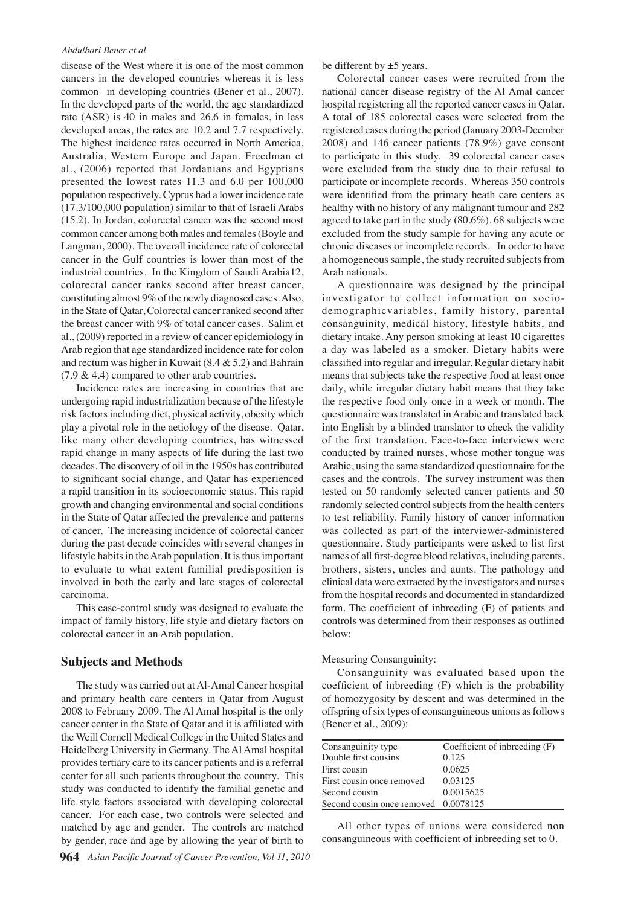disease of the West where it is one of the most common cancers in the developed countries whereas it is less common in developing countries (Bener et al., 2007). In the developed parts of the world, the age standardized rate (ASR) is 40 in males and 26.6 in females, in less developed areas, the rates are 10.2 and 7.7 respectively. The highest incidence rates occurred in North America, Australia, Western Europe and Japan. Freedman et al., (2006) reported that Jordanians and Egyptians presented the lowest rates 11.3 and 6.0 per 100,000 population respectively. Cyprus had a lower incidence rate (17.3/100,000 population) similar to that of Israeli Arabs (15.2). In Jordan, colorectal cancer was the second most common cancer among both males and females (Boyle and Langman, 2000). The overall incidence rate of colorectal cancer in the Gulf countries is lower than most of the industrial countries. In the Kingdom of Saudi Arabia12, colorectal cancer ranks second after breast cancer, constituting almost 9% of the newly diagnosed cases. Also, in the State of Qatar, Colorectal cancer ranked second after the breast cancer with 9% of total cancer cases. Salim et al., (2009) reported in a review of cancer epidemiology in Arab region that age standardized incidence rate for colon and rectum was higher in Kuwait (8.4 & 5.2) and Bahrain (7.9 & 4.4) compared to other arab countries.

Incidence rates are increasing in countries that are undergoing rapid industrialization because of the lifestyle risk factors including diet, physical activity, obesity which play a pivotal role in the aetiology of the disease. Qatar, like many other developing countries, has witnessed rapid change in many aspects of life during the last two decades. The discovery of oil in the 1950s has contributed to significant social change, and Qatar has experienced a rapid transition in its socioeconomic status. This rapid growth and changing environmental and social conditions in the State of Qatar affected the prevalence and patterns of cancer. The increasing incidence of colorectal cancer during the past decade coincides with several changes in lifestyle habits in the Arab population. It is thus important to evaluate to what extent familial predisposition is involved in both the early and late stages of colorectal carcinoma.

This case-control study was designed to evaluate the impact of family history, life style and dietary factors on colorectal cancer in an Arab population.

## Subjects and Methods

The study was carried out at Al-Amal Cancer hospital and primary health care centers in Qatar from August 2008 to February 2009. The Al Amal hospital is the only cancer center in the State of Qatar and it is affiliated with the Weill Cornell Medical College in the United States and Heidelberg University in Germany. The Al Amal hospital provides tertiary care to its cancer patients and is a referral center for all such patients throughout the country. This study was conducted to identify the familial genetic and life style factors associated with developing colorectal cancer. For each case, two controls were selected and matched by age and gender. The controls are matched by gender, race and age by allowing the year of birth to be different by ±5 years.

Colorectal cancer cases were recruited from the national cancer disease registry of the Al Amal cancer hospital registering all the reported cancer cases in Qatar. A total of 185 colorectal cases were selected from the registered cases during the period (January 2003-Decmber 2008) and 146 cancer patients (78.9%) gave consent to participate in this study. 39 colorectal cancer cases were excluded from the study due to their refusal to participate or incomplete records. Whereas 350 controls were identified from the primary heath care centers as healthy with no history of any malignant tumour and 282 agreed to take part in the study (80.6%). 68 subjects were excluded from the study sample for having any acute or chronic diseases or incomplete records. In order to have a homogeneous sample, the study recruited subjects from Arab nationals.

A questionnaire was designed by the principal investigator to collect information on socio-demographicvariables, family history, parental consanguinity, medical history, lifestyle habits, and dietary intake. Any person smoking at least 10 cigarettes a day was labeled as a smoker. Dietary habits were classified into regular and irregular. Regular dietary habit means that subjects take the respective food at least once daily, while irregular dietary habit means that they take the respective food only once in a week or month. The questionnaire was translated in Arabic and translated back into English by a blinded translator to check the validity of the first translation. Face-to-face interviews were conducted by trained nurses, whose mother tongue was Arabic, using the same standardized questionnaire for the cases and the controls. The survey instrument was then tested on 50 randomly selected cancer patients and 50 randomly selected control subjects from the health centers to test reliability. Family history of cancer information was collected as part of the interviewer-administered questionnaire. Study participants were asked to list first names of all first-degree blood relatives, including parents, brothers, sisters, uncles and aunts. The pathology and clinical data were extracted by the investigators and nurses from the hospital records and documented in standardized form. The coefficient of inbreeding (F) of patients and controls was determined from their responses as outlined below:

Measuring Consanguinity:

Consanguinity was evaluated based upon the coefficient of inbreeding (F) which is the probability of homozygosity by descent and was determined in the offspring of six types of consanguineous unions as follows (Bener et al., 2009):

| Consanguinity type | Coefficient of inbreeding (F) |
|---|---|
| Double first cousins | 0.125 |
| First cousin | 0.0625 |
| First cousin once removed | 0.03125 |
| Second cousin | 0.0015625 |
| Second cousin once removed | 0.0078125 |

All other types of unions were considered non consanguineous with coefficient of inbreeding set to 0.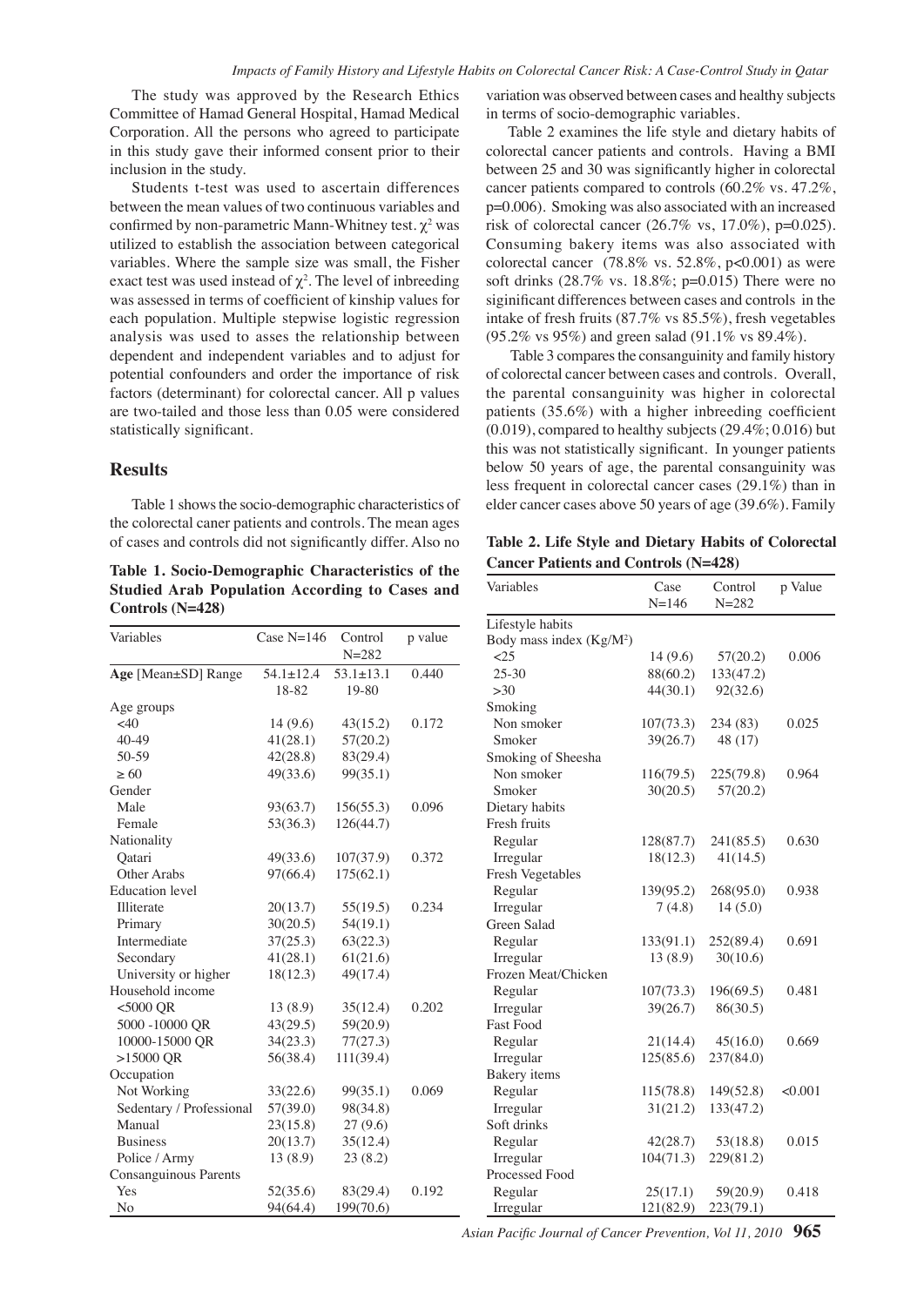The study was approved by the Research Ethics Committee of Hamad General Hospital, Hamad Medical Corporation. All the persons who agreed to participate in this study gave their informed consent prior to their inclusion in the study.

Students t-test was used to ascertain differences between the mean values of two continuous variables and confirmed by non-parametric Mann-Whitney test. $\chi^2$ was utilized to establish the association between categorical variables. Where the sample size was small, the Fisher exact test was used instead of $\chi^2$. The level of inbreeding was assessed in terms of coefficient of kinship values for each population. Multiple stepwise logistic regression analysis was used to asses the relationship between dependent and independent variables and to adjust for potential confounders and order the importance of risk factors (determinant) for colorectal cancer. All p values are two-tailed and those less than 0.05 were considered statistically significant.

## Results

Table 1 shows the socio-demographic characteristics of the colorectal caner patients and controls. The mean ages of cases and controls did not significantly differ. Also no variation was observed between cases and healthy subjects in terms of socio-demographic variables.

**Table 1. Socio-Demographic Characteristics of the Studied Arab Population According to Cases and Controls (N=428)**

| Variables | Case N=146 | Control N=282 | p value |
|---|---|---|---|
| **Age** [Mean±SD] Range | 54.1±12.4<br>18-82 | 53.1±13.1<br>19-80 | 0.440 |
| Age groups | | | |
| <40 | 14 (9.6) | 43(15.2) | 0.172 |
| 40-49 | 41(28.1) | 57(20.2) | |
| 50-59 | 42(28.8) | 83(29.4) | |
| ≥ 60 | 49(33.6) | 99(35.1) | |
| Gender | | | |
| Male | 93(63.7) | 156(55.3) | 0.096 |
| Female | 53(36.3) | 126(44.7) | |
| Nationality | | | |
| Qatari | 49(33.6) | 107(37.9) | 0.372 |
| Other Arabs | 97(66.4) | 175(62.1) | |
| Education level | | | |
| Illiterate | 20(13.7) | 55(19.5) | 0.234 |
| Primary | 30(20.5) | 54(19.1) | |
| Intermediate | 37(25.3) | 63(22.3) | |
| Secondary | 41(28.1) | 61(21.6) | |
| University or higher | 18(12.3) | 49(17.4) | |
| Household income | | | |
| <5000 QR | 13 (8.9) | 35(12.4) | 0.202 |
| 5000 -10000 QR | 43(29.5) | 59(20.9) | |
| 10000-15000 QR | 34(23.3) | 77(27.3) | |
| >15000 QR | 56(38.4) | 111(39.4) | |
| Occupation | | | |
| Not Working | 33(22.6) | 99(35.1) | 0.069 |
| Sedentary / Professional | 57(39.0) | 98(34.8) | |
| Manual | 23(15.8) | 27 (9.6) | |
| Business | 20(13.7) | 35(12.4) | |
| Police / Army | 13 (8.9) | 23 (8.2) | |
| Consanguinous Parents | | | |
| Yes | 52(35.6) | 83(29.4) | 0.192 |
| No | 94(64.4) | 199(70.6) | |

Table 2 examines the life style and dietary habits of colorectal cancer patients and controls. Having a BMI between 25 and 30 was significantly higher in colorectal cancer patients compared to controls (60.2% vs. 47.2%, p=0.006). Smoking was also associated with an increased risk of colorectal cancer (26.7% vs, 17.0%), p=0.025). Consuming bakery items was also associated with colorectal cancer (78.8% vs. 52.8%, p<0.001) as were soft drinks (28.7% vs. 18.8%; p=0.015) There were no siginificant differences between cases and controls in the intake of fresh fruits (87.7% vs 85.5%), fresh vegetables (95.2% vs 95%) and green salad (91.1% vs 89.4%).

Table 3 compares the consanguinity and family history of colorectal cancer between cases and controls. Overall, the parental consanguinity was higher in colorectal patients (35.6%) with a higher inbreeding coefficient (0.019), compared to healthy subjects (29.4%; 0.016) but this was not statistically significant. In younger patients below 50 years of age, the parental consanguinity was less frequent in colorectal cancer cases (29.1%) than in elder cancer cases above 50 years of age (39.6%). Family

**Table 2. Life Style and Dietary Habits of Colorectal Cancer Patients and Controls (N=428)**

| Variables | Case N=146 | Control N=282 | p Value |
|---|---|---|---|
| Lifestyle habits | | | |
| Body mass index (Kg/M$^2$) | | | |
| <25 | 14 (9.6) | 57(20.2) | 0.006 |
| 25-30 | 88(60.2) | 133(47.2) | |
| >30 | 44(30.1) | 92(32.6) | |
| Smoking | | | |
| Non smoker | 107(73.3) | 234 (83) | 0.025 |
| Smoker | 39(26.7) | 48 (17) | |
| Smoking of Sheesha | | | |
| Non smoker | 116(79.5) | 225(79.8) | 0.964 |
| Smoker | 30(20.5) | 57(20.2) | |
| Dietary habits | | | |
| Fresh fruits | | | |
| Regular | 128(87.7) | 241(85.5) | 0.630 |
| Irregular | 18(12.3) | 41(14.5) | |
| Fresh Vegetables | | | |
| Regular | 139(95.2) | 268(95.0) | 0.938 |
| Irregular | 7 (4.8) | 14 (5.0) | |
| Green Salad | | | |
| Regular | 133(91.1) | 252(89.4) | 0.691 |
| Irregular | 13 (8.9) | 30(10.6) | |
| Frozen Meat/Chicken | | | |
| Regular | 107(73.3) | 196(69.5) | 0.481 |
| Irregular | 39(26.7) | 86(30.5) | |
| Fast Food | | | |
| Regular | 21(14.4) | 45(16.0) | 0.669 |
| Irregular | 125(85.6) | 237(84.0) | |
| Bakery items | | | |
| Regular | 115(78.8) | 149(52.8) | <0.001 |
| Irregular | 31(21.2) | 133(47.2) | |
| Soft drinks | | | |
| Regular | 42(28.7) | 53(18.8) | 0.015 |
| Irregular | 104(71.3) | 229(81.2) | |
| Processed Food | | | |
| Regular | 25(17.1) | 59(20.9) | 0.418 |
| Irregular | 121(82.9) | 223(79.1) | |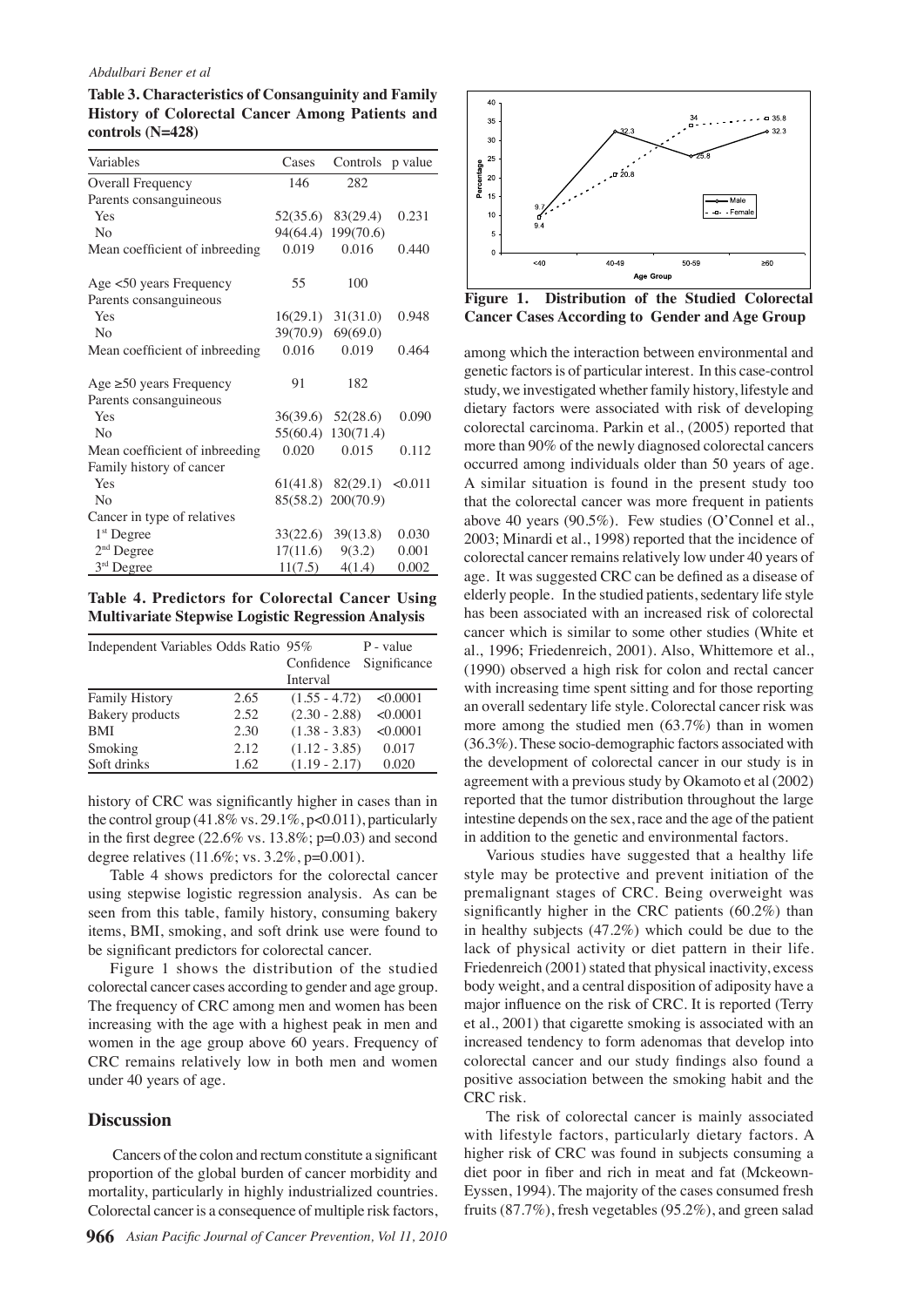**Table 3. Characteristics of Consanguinity and Family History of Colorectal Cancer Among Patients and controls (N=428)**

| Variables | Cases | Controls | p value |
|---|---|---|---|
| Overall Frequency | 146 | 282 | |
| Parents consanguineous | | | |
| Yes | 52(35.6) | 83(29.4) | 0.231 |
| No | 94(64.4) | 199(70.6) | |
| Mean coefficient of inbreeding | 0.019 | 0.016 | 0.440 |
| Age <50 years Frequency | 55 | 100 | |
| Parents consanguineous | | | |
| Yes | 16(29.1) | 31(31.0) | 0.948 |
| No | 39(70.9) | 69(69.0) | |
| Mean coefficient of inbreeding | 0.016 | 0.019 | 0.464 |
| Age ≥50 years Frequency | 91 | 182 | |
| Parents consanguineous | | | |
| Yes | 36(39.6) | 52(28.6) | 0.090 |
| No | 55(60.4) | 130(71.4) | |
| Mean coefficient of inbreeding | 0.020 | 0.015 | 0.112 |
| Family history of cancer | | | |
| Yes | 61(41.8) | 82(29.1) | <0.011 |
| No | 85(58.2) | 200(70.9) | |
| Cancer in type of relatives | | | |
| 1st Degree | 33(22.6) | 39(13.8) | 0.030 |
| 2nd Degree | 17(11.6) | 9(3.2) | 0.001 |
| 3rd Degree | 11(7.5) | 4(1.4) | 0.002 |

**Table 4. Predictors for Colorectal Cancer Using Multivariate Stepwise Logistic Regression Analysis**

| Independent Variables | Odds Ratio | 95% Confidence Interval | P - value Significance |
|---|---|---|---|
| Family History | 2.65 | (1.55 - 4.72) | <0.0001 |
| Bakery products | 2.52 | (2.30 - 2.88) | <0.0001 |
| BMI | 2.30 | (1.38 - 3.83) | <0.0001 |
| Smoking | 2.12 | (1.12 - 3.85) | 0.017 |
| Soft drinks | 1.62 | (1.19 - 2.17) | 0.020 |

history of CRC was significantly higher in cases than in the control group (41.8% vs. 29.1%, p<0.011), particularly in the first degree (22.6% vs. 13.8%; p=0.03) and second degree relatives (11.6%; vs. 3.2%, p=0.001).

Table 4 shows predictors for the colorectal cancer using stepwise logistic regression analysis. As can be seen from this table, family history, consuming bakery items, BMI, smoking, and soft drink use were found to be significant predictors for colorectal cancer.

Figure 1 shows the distribution of the studied colorectal cancer cases according to gender and age group. The frequency of CRC among men and women has been increasing with the age with a highest peak in men and women in the age group above 60 years. Frequency of CRC remains relatively low in both men and women under 40 years of age.

## Discussion

Cancers of the colon and rectum constitute a significant proportion of the global burden of cancer morbidity and mortality, particularly in highly industrialized countries. Colorectal cancer is a consequence of multiple risk factors, among which the interaction between environmental and genetic factors is of particular interest. In this case-control study, we investigated whether family history, lifestyle and dietary factors were associated with risk of developing colorectal carcinoma. Parkin et al., (2005) reported that more than 90% of the newly diagnosed colorectal cancers occurred among individuals older than 50 years of age. A similar situation is found in the present study too that the colorectal cancer was more frequent in patients above 40 years (90.5%). Few studies (O'Connel et al., 2003; Minardi et al., 1998) reported that the incidence of colorectal cancer remains relatively low under 40 years of age. It was suggested CRC can be defined as a disease of elderly people. In the studied patients, sedentary life style has been associated with an increased risk of colorectal cancer which is similar to some other studies (White et al., 1996; Friedenreich, 2001). Also, Whittemore et al., (1990) observed a high risk for colon and rectal cancer with increasing time spent sitting and for those reporting an overall sedentary life style. Colorectal cancer risk was more among the studied men (63.7%) than in women (36.3%). These socio-demographic factors associated with the development of colorectal cancer in our study is in agreement with a previous study by Okamoto et al (2002) reported that the tumor distribution throughout the large intestine depends on the sex, race and the age of the patient in addition to the genetic and environmental factors.

Various studies have suggested that a healthy life style may be protective and prevent initiation of the premalignant stages of CRC. Being overweight was significantly higher in the CRC patients (60.2%) than in healthy subjects (47.2%) which could be due to the lack of physical activity or diet pattern in their life. Friedenreich (2001) stated that physical inactivity, excess body weight, and a central disposition of adiposity have a major influence on the risk of CRC. It is reported (Terry et al., 2001) that cigarette smoking is associated with an increased tendency to form adenomas that develop into colorectal cancer and our study findings also found a positive association between the smoking habit and the CRC risk.

The risk of colorectal cancer is mainly associated with lifestyle factors, particularly dietary factors. A higher risk of CRC was found in subjects consuming a diet poor in fiber and rich in meat and fat (Mckeown-Eyssen, 1994). The majority of the cases consumed fresh fruits (87.7%), fresh vegetables (95.2%), and green salad

**Figure 1. Distribution of the Studied Colorectal Cancer Cases According to Gender and Age Group**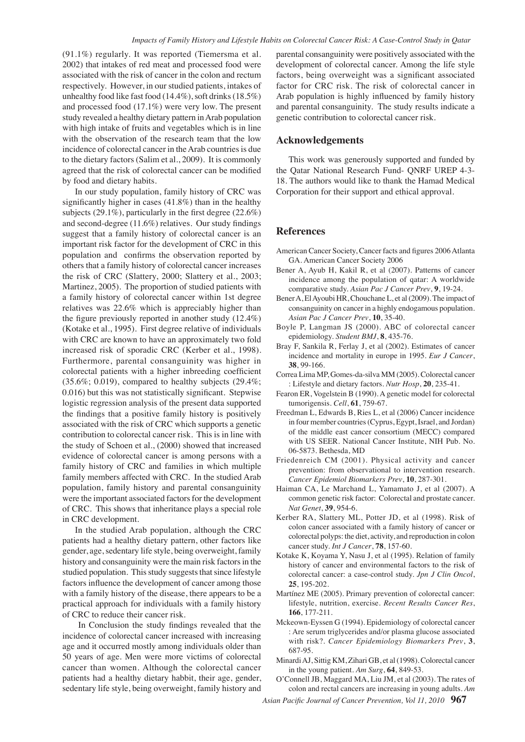(91.1%) regularly. It was reported (Tiemersma et al. 2002) that intakes of red meat and processed food were associated with the risk of cancer in the colon and rectum respectively. However, in our studied patients, intakes of unhealthy food like fast food (14.4%), soft drinks (18.5%) and processed food (17.1%) were very low. The present study revealed a healthy dietary pattern in Arab population with high intake of fruits and vegetables which is in line with the observation of the research team that the low incidence of colorectal cancer in the Arab countries is due to the dietary factors (Salim et al., 2009). It is commonly agreed that the risk of colorectal cancer can be modified by food and dietary habits.

In our study population, family history of CRC was significantly higher in cases (41.8%) than in the healthy subjects (29.1%), particularly in the first degree (22.6%) and second-degree (11.6%) relatives. Our study findings suggest that a family history of colorectal cancer is an important risk factor for the development of CRC in this population and confirms the observation reported by others that a family history of colorectal cancer increases the risk of CRC (Slattery, 2000; Slattery et al., 2003; Martinez, 2005). The proportion of studied patients with a family history of colorectal cancer within 1st degree relatives was 22.6% which is appreciably higher than the figure previously reported in another study (12.4%) (Kotake et al., 1995). First degree relative of individuals with CRC are known to have an approximately two fold increased risk of sporadic CRC (Kerber et al., 1998). Furthermore, parental consanguinity was higher in colorectal patients with a higher inbreeding coefficient (35.6%; 0.019), compared to healthy subjects (29.4%; 0.016) but this was not statistically significant. Stepwise logistic regression analysis of the present data supported the findings that a positive family history is positively associated with the risk of CRC which supports a genetic contribution to colorectal cancer risk. This is in line with the study of Schoen et al., (2000) showed that increased evidence of colorectal cancer is among persons with a family history of CRC and families in which multiple family members affected with CRC. In the studied Arab population, family history and parental consanguinity were the important associated factors for the development of CRC. This shows that inheritance plays a special role in CRC development.

In the studied Arab population, although the CRC patients had a healthy dietary pattern, other factors like gender, age, sedentary life style, being overweight, family history and consanguinity were the main risk factors in the studied population. This study suggests that since lifestyle factors influence the development of cancer among those with a family history of the disease, there appears to be a practical approach for individuals with a family history of CRC to reduce their cancer risk.

In Conclusion the study findings revealed that the incidence of colorectal cancer increased with increasing age and it occurred mostly among individuals older than 50 years of age. Men were more victims of colorectal cancer than women. Although the colorectal cancer patients had a healthy dietary habbit, their age, gender, sedentary life style, being overweight, family history and parental consanguinity were positively associated with the development of colorectal cancer. Among the life style factors, being overweight was a significant associated factor for CRC risk. The risk of colorectal cancer in Arab population is highly influenced by family history and parental consanguinity. The study results indicate a genetic contribution to colorectal cancer risk.

## Acknowledgements

This work was generously supported and funded by the Qatar National Research Fund- QNRF UREP 4-3-18. The authors would like to thank the Hamad Medical Corporation for their support and ethical approval.

## References

American Cancer Society, Cancer facts and figures 2006 Atlanta GA. American Cancer Society 2006

Bener A, Ayub H, Kakil R, et al (2007). Patterns of cancer incidence among the population of qatar: A worldwide comparative study. *Asian Pac J Cancer Prev*, **9**, 19-24.

Bener A, El Ayoubi HR, Chouchane L, et al (2009). The impact of consanguinity on cancer in a highly endogamous population. *Asian Pac J Cancer Prev*, **10**, 35-40.

Boyle P, Langman JS (2000). ABC of colorectal cancer epidemiology. *Student BMJ*, **8**, 435-76.

Bray F, Sankila R, Ferlay J, et al (2002). Estimates of cancer incidence and mortality in europe in 1995. *Eur J Cancer*, **38**, 99-166.

Correa Lima MP, Gomes-da-silva MM (2005). Colorectal cancer : Lifestyle and dietary factors. *Nutr Hosp*, **20**, 235-41.

Fearon ER, Vogelstein B (1990). A genetic model for colorectal tumorigensis. *Cell*, **61**, 759-67.

Freedman L, Edwards B, Ries L, et al (2006) Cancer incidence in four member countries (Cyprus, Egypt, Israel, and Jordan) of the middle east cancer consortium (MECC) compared with US SEER. National Cancer Institute, NIH Pub. No. 06-5873. Bethesda, MD

Friedenreich CM (2001). Physical activity and cancer prevention: from observational to intervention research. *Cancer Epidemiol Biomarkers Prev*, **10**, 287-301.

Haiman CA, Le Marchand L, Yamamato J, et al (2007). A common genetic risk factor: Colorectal and prostate cancer. *Nat Genet*, **39**, 954-6.

Kerber RA, Slattery ML, Potter JD, et al (1998). Risk of colon cancer associated with a family history of cancer or colorectal polyps: the diet, activity, and reproduction in colon cancer study. *Int J Cancer*, **78**, 157-60.

Kotake K, Koyama Y, Nasu J, et al (1995). Relation of family history of cancer and environmental factors to the risk of colorectal cancer: a case-control study. *Jpn J Clin Oncol*, **25**, 195-202.

Martínez ME (2005). Primary prevention of colorectal cancer: lifestyle, nutrition, exercise. *Recent Results Cancer Res*, **166**, 177-211.

Mckeown-Eyssen G (1994). Epidemiology of colorectal cancer : Are serum triglycerides and/or plasma glucose associated with risk?. *Cancer Epidemiology Biomarkers Prev*, **3**, 687-95.

Minardi AJ, Sittig KM, Zihari GB, et al (1998). Colorectal cancer in the young patient. *Am Surg*, **64**, 849-53.

O'Connell JB, Maggard MA, Liu JM, et al (2003). The rates of colon and rectal cancers are increasing in young adults. *Am*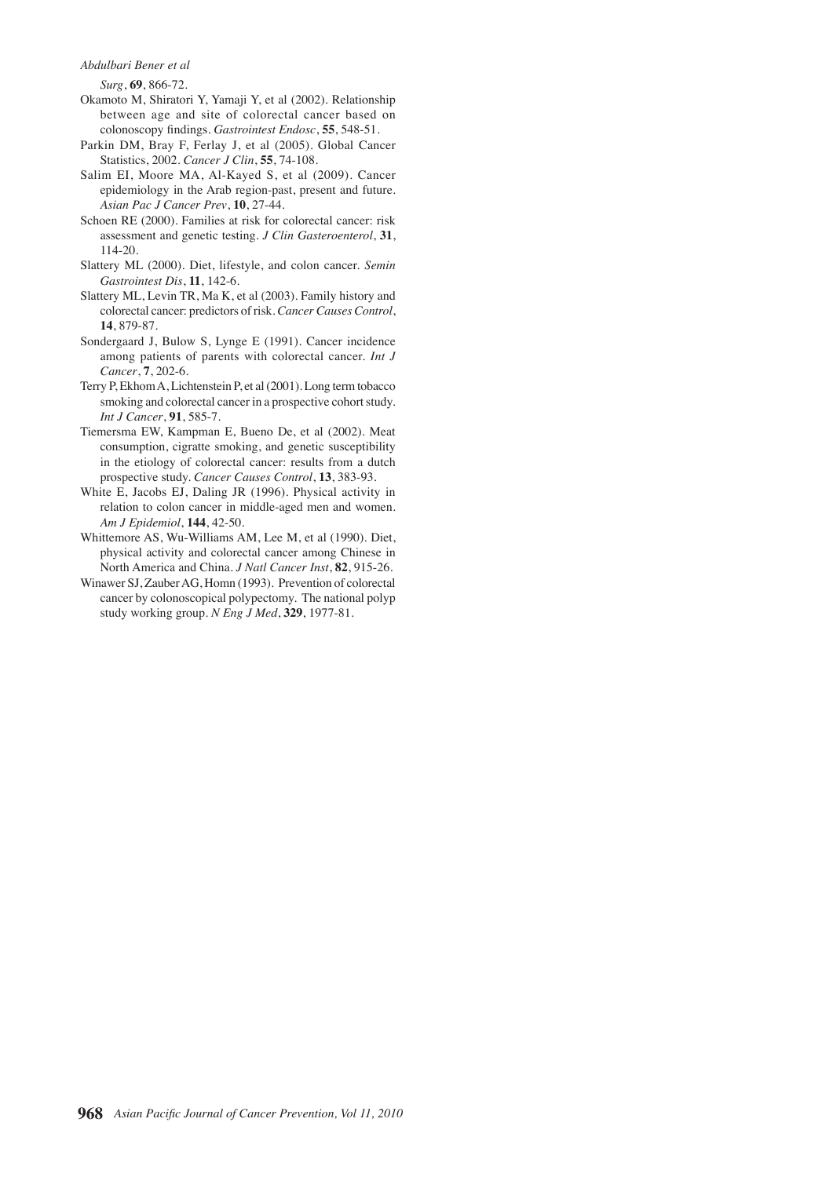*Surg*, **69**, 866-72.

Okamoto M, Shiratori Y, Yamaji Y, et al (2002). Relationship between age and site of colorectal cancer based on colonoscopy findings. *Gastrointest Endosc*, **55**, 548-51.

Parkin DM, Bray F, Ferlay J, et al (2005). Global Cancer Statistics, 2002. *Cancer J Clin*, **55**, 74-108.

Salim EI, Moore MA, Al-Kayed S, et al (2009). Cancer epidemiology in the Arab region-past, present and future. *Asian Pac J Cancer Prev*, **10**, 27-44.

Schoen RE (2000). Families at risk for colorectal cancer: risk assessment and genetic testing. *J Clin Gasteroenterol*, **31**, 114-20.

Slattery ML (2000). Diet, lifestyle, and colon cancer. *Semin Gastrointest Dis*, **11**, 142-6.

Slattery ML, Levin TR, Ma K, et al (2003). Family history and colorectal cancer: predictors of risk. *Cancer Causes Control*, **14**, 879-87.

Sondergaard J, Bulow S, Lynge E (1991). Cancer incidence among patients of parents with colorectal cancer. *Int J Cancer*, **7**, 202-6.

Terry P, Ekhom A, Lichtenstein P, et al (2001). Long term tobacco smoking and colorectal cancer in a prospective cohort study. *Int J Cancer*, **91**, 585-7.

Tiemersma EW, Kampman E, Bueno De, et al (2002). Meat consumption, cigratte smoking, and genetic susceptibility in the etiology of colorectal cancer: results from a dutch prospective study. *Cancer Causes Control*, **13**, 383-93.

White E, Jacobs EJ, Daling JR (1996). Physical activity in relation to colon cancer in middle-aged men and women. *Am J Epidemiol*, **144**, 42-50.

Whittemore AS, Wu-Williams AM, Lee M, et al (1990). Diet, physical activity and colorectal cancer among Chinese in North America and China. *J Natl Cancer Inst*, **82**, 915-26.

Winawer SJ, Zauber AG, Homn (1993). Prevention of colorectal cancer by colonoscopical polypectomy. The national polyp study working group. *N Eng J Med*, **329**, 1977-81.